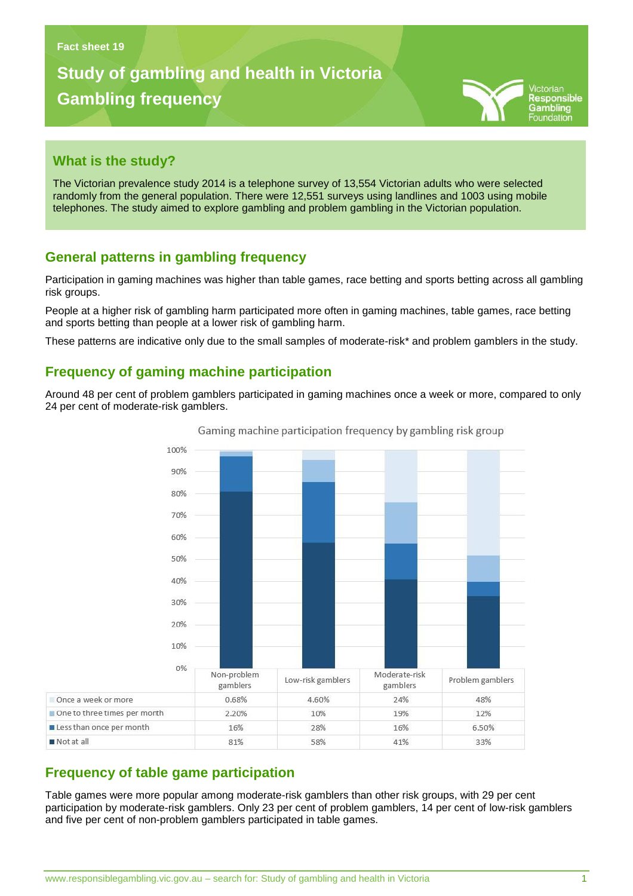Fact sheet 19

# Study of gambling and health in Victoria
# Gambling frequency

## What is the study?

The Victorian prevalence study 2014 is a telephone survey of 13,554 Victorian adults who were selected randomly from the general population. There were 12,551 surveys using landlines and 1003 using mobile telephones. The study aimed to explore gambling and problem gambling in the Victorian population.

## General patterns in gambling frequency

Participation in gaming machines was higher than table games, race betting and sports betting across all gambling risk groups.

People at a higher risk of gambling harm participated more often in gaming machines, table games, race betting and sports betting than people at a lower risk of gambling harm.

These patterns are indicative only due to the small samples of moderate-risk* and problem gamblers in the study.

## Frequency of gaming machine participation

Around 48 per cent of problem gamblers participated in gaming machines once a week or more, compared to only 24 per cent of moderate-risk gamblers.

Gaming machine participation frequency by gambling risk group

| | Non-problem gamblers | Low-risk gamblers | Moderate-risk gamblers | Problem gamblers |
|---|---|---|---|---|
| Once a week or more | 0.68% | 4.60% | 24% | 48% |
| One to three times per month | 2.20% | 10% | 19% | 12% |
| Less than once per month | 16% | 28% | 16% | 6.50% |
| Not at all | 81% | 58% | 41% | 33% |

## Frequency of table game participation

Table games were more popular among moderate-risk gamblers than other risk groups, with 29 per cent participation by moderate-risk gamblers. Only 23 per cent of problem gamblers, 14 per cent of low-risk gamblers and five per cent of non-problem gamblers participated in table games.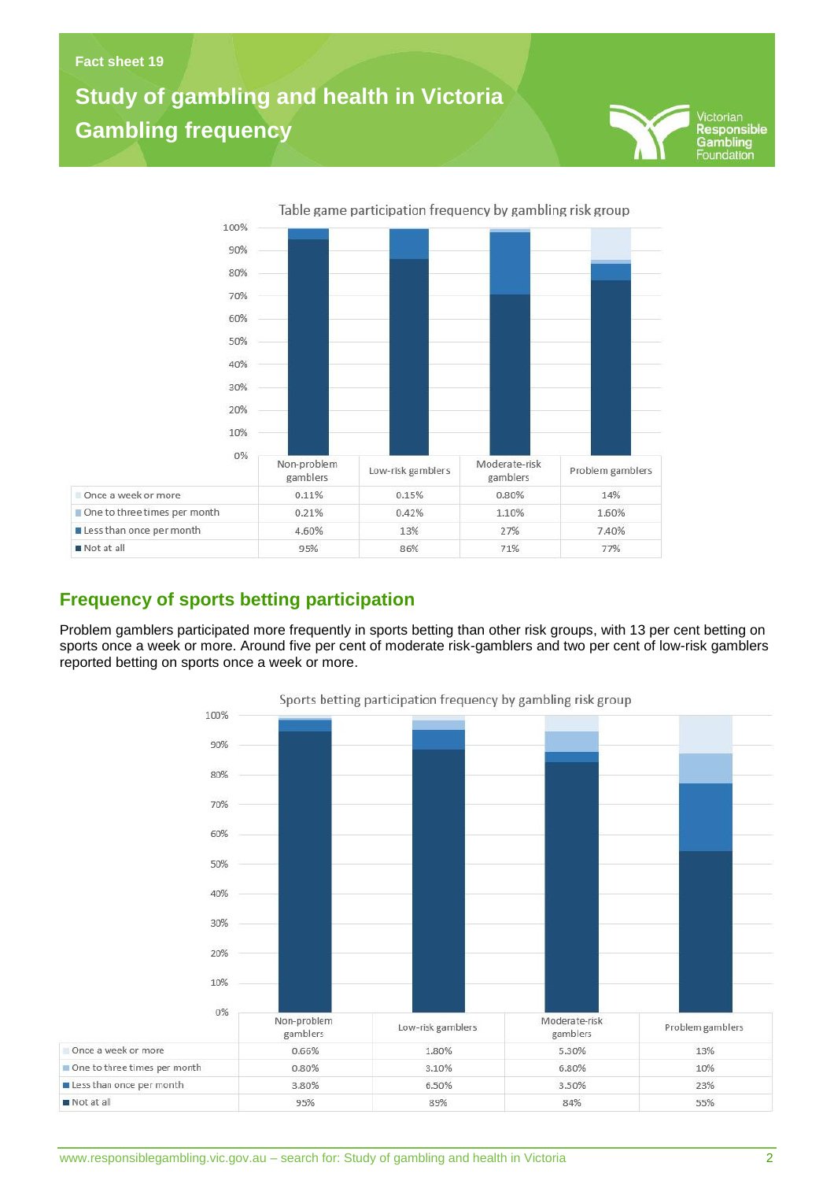Table game participation frequency by gambling risk group

| | Non-problem gamblers | Low-risk gamblers | Moderate-risk gamblers | Problem gamblers |
|---|---|---|---|---|
| Once a week or more | 0.11% | 0.15% | 0.80% | 14% |
| One to three times per month | 0.21% | 0.42% | 1.10% | 1.60% |
| Less than once per month | 4.60% | 13% | 27% | 7.40% |
| Not at all | 95% | 86% | 71% | 77% |

## Frequency of sports betting participation

Problem gamblers participated more frequently in sports betting than other risk groups, with 13 per cent betting on sports once a week or more. Around five per cent of moderate risk-gamblers and two per cent of low-risk gamblers reported betting on sports once a week or more.

Sports betting participation frequency by gambling risk group

| | Non-problem gamblers | Low-risk gamblers | Moderate-risk gamblers | Problem gamblers |
|---|---|---|---|---|
| Once a week or more | 0.66% | 1.80% | 5.30% | 13% |
| One to three times per month | 0.80% | 3.10% | 6.80% | 10% |
| Less than once per month | 3.80% | 6.50% | 3.50% | 23% |
| Not at all | 95% | 89% | 84% | 55% |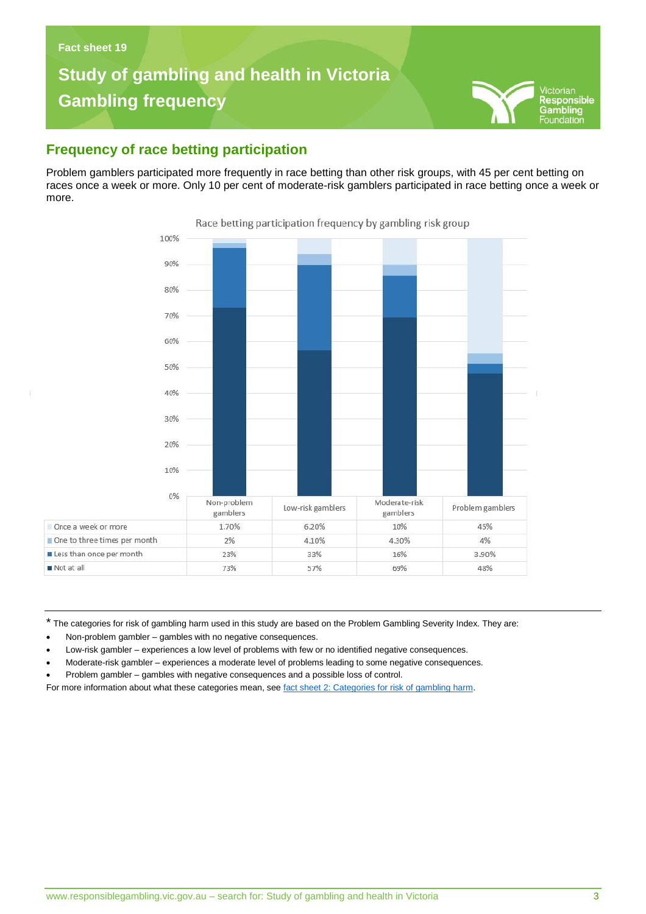## Frequency of race betting participation

Problem gamblers participated more frequently in race betting than other risk groups, with 45 per cent betting on races once a week or more. Only 10 per cent of moderate-risk gamblers participated in race betting once a week or more.

Race betting participation frequency by gambling risk group

100%
90%
80%
70%
60%
50%
40%
30%
20%
10%
0%

| | Non-problem gamblers | Low-risk gamblers | Moderate-risk gamblers | Problem gamblers |
|---|---|---|---|---|
| Once a week or more | 1.70% | 6.20% | 10% | 45% |
| One to three times per month | 2% | 4.10% | 4.30% | 4% |
| Less than once per month | 23% | 33% | 16% | 3.90% |
| Not at all | 73% | 57% | 69% | 48% |

---

\* The categories for risk of gambling harm used in this study are based on the Problem Gambling Severity Index. They are:

- Non-problem gambler – gambles with no negative consequences.
- Low-risk gambler – experiences a low level of problems with few or no identified negative consequences.
- Moderate-risk gambler – experiences a moderate level of problems leading to some negative consequences.
- Problem gambler – gambles with negative consequences and a possible loss of control.

For more information about what these categories mean, see fact sheet 2: Categories for risk of gambling harm.